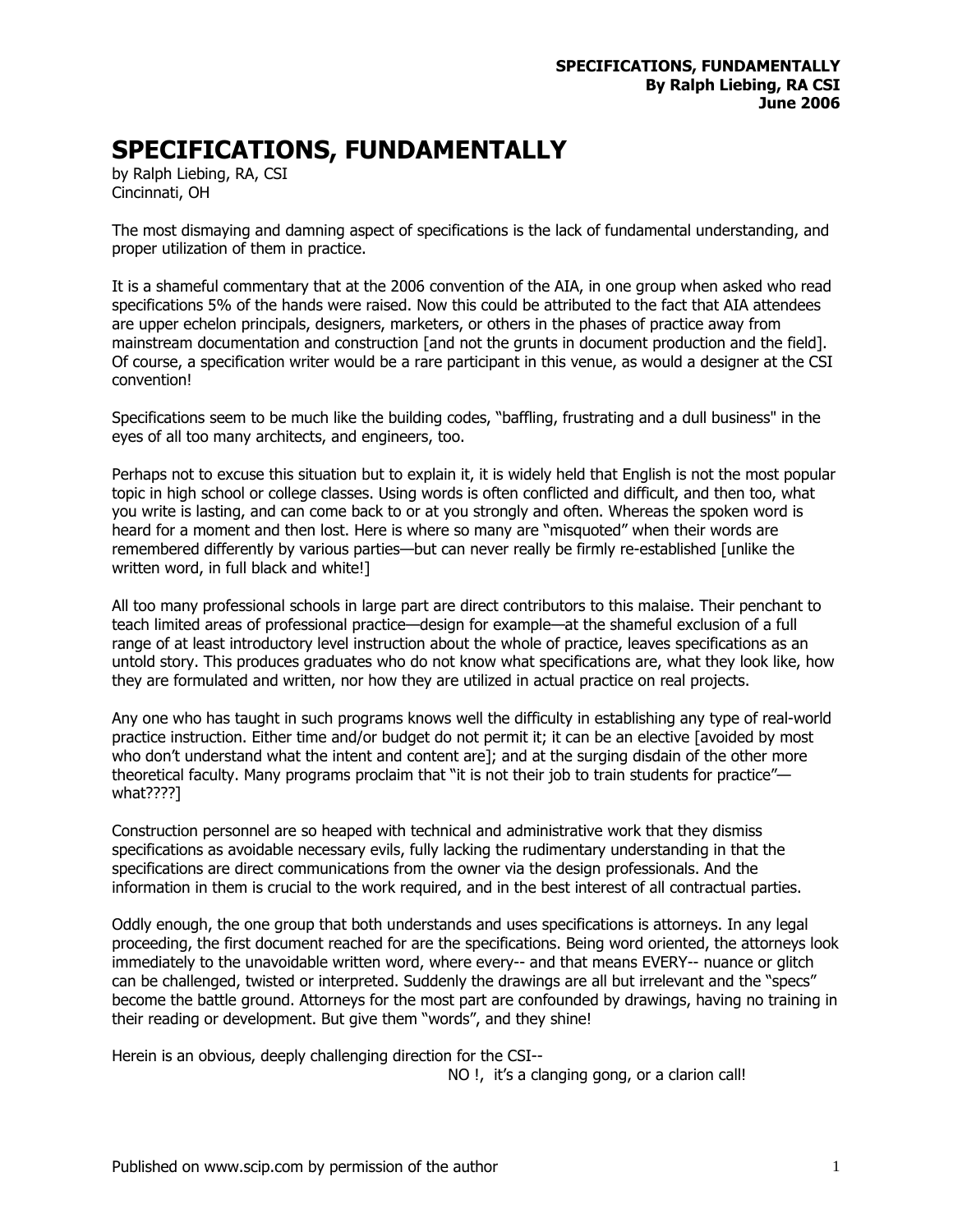# SPECIFICATIONS, FUNDAMENTALLY

by Ralph Liebing, RA, CSI
Cincinnati, OH

The most dismaying and damning aspect of specifications is the lack of fundamental understanding, and proper utilization of them in practice.

It is a shameful commentary that at the 2006 convention of the AIA, in one group when asked who read specifications 5% of the hands were raised. Now this could be attributed to the fact that AIA attendees are upper echelon principals, designers, marketers, or others in the phases of practice away from mainstream documentation and construction [and not the grunts in document production and the field]. Of course, a specification writer would be a rare participant in this venue, as would a designer at the CSI convention!

Specifications seem to be much like the building codes, "baffling, frustrating and a dull business" in the eyes of all too many architects, and engineers, too.

Perhaps not to excuse this situation but to explain it, it is widely held that English is not the most popular topic in high school or college classes. Using words is often conflicted and difficult, and then too, what you write is lasting, and can come back to or at you strongly and often. Whereas the spoken word is heard for a moment and then lost. Here is where so many are "misquoted" when their words are remembered differently by various parties—but can never really be firmly re-established [unlike the written word, in full black and white!]

All too many professional schools in large part are direct contributors to this malaise. Their penchant to teach limited areas of professional practice—design for example—at the shameful exclusion of a full range of at least introductory level instruction about the whole of practice, leaves specifications as an untold story. This produces graduates who do not know what specifications are, what they look like, how they are formulated and written, nor how they are utilized in actual practice on real projects.

Any one who has taught in such programs knows well the difficulty in establishing any type of real-world practice instruction. Either time and/or budget do not permit it; it can be an elective [avoided by most who don't understand what the intent and content are]; and at the surging disdain of the other more theoretical faculty. Many programs proclaim that "it is not their job to train students for practice"—what????]

Construction personnel are so heaped with technical and administrative work that they dismiss specifications as avoidable necessary evils, fully lacking the rudimentary understanding in that the specifications are direct communications from the owner via the design professionals. And the information in them is crucial to the work required, and in the best interest of all contractual parties.

Oddly enough, the one group that both understands and uses specifications is attorneys. In any legal proceeding, the first document reached for are the specifications. Being word oriented, the attorneys look immediately to the unavoidable written word, where every-- and that means EVERY-- nuance or glitch can be challenged, twisted or interpreted. Suddenly the drawings are all but irrelevant and the "specs" become the battle ground. Attorneys for the most part are confounded by drawings, having no training in their reading or development. But give them "words", and they shine!

Herein is an obvious, deeply challenging direction for the CSI--

NO !, it's a clanging gong, or a clarion call!

Published on www.scip.com by permission of the author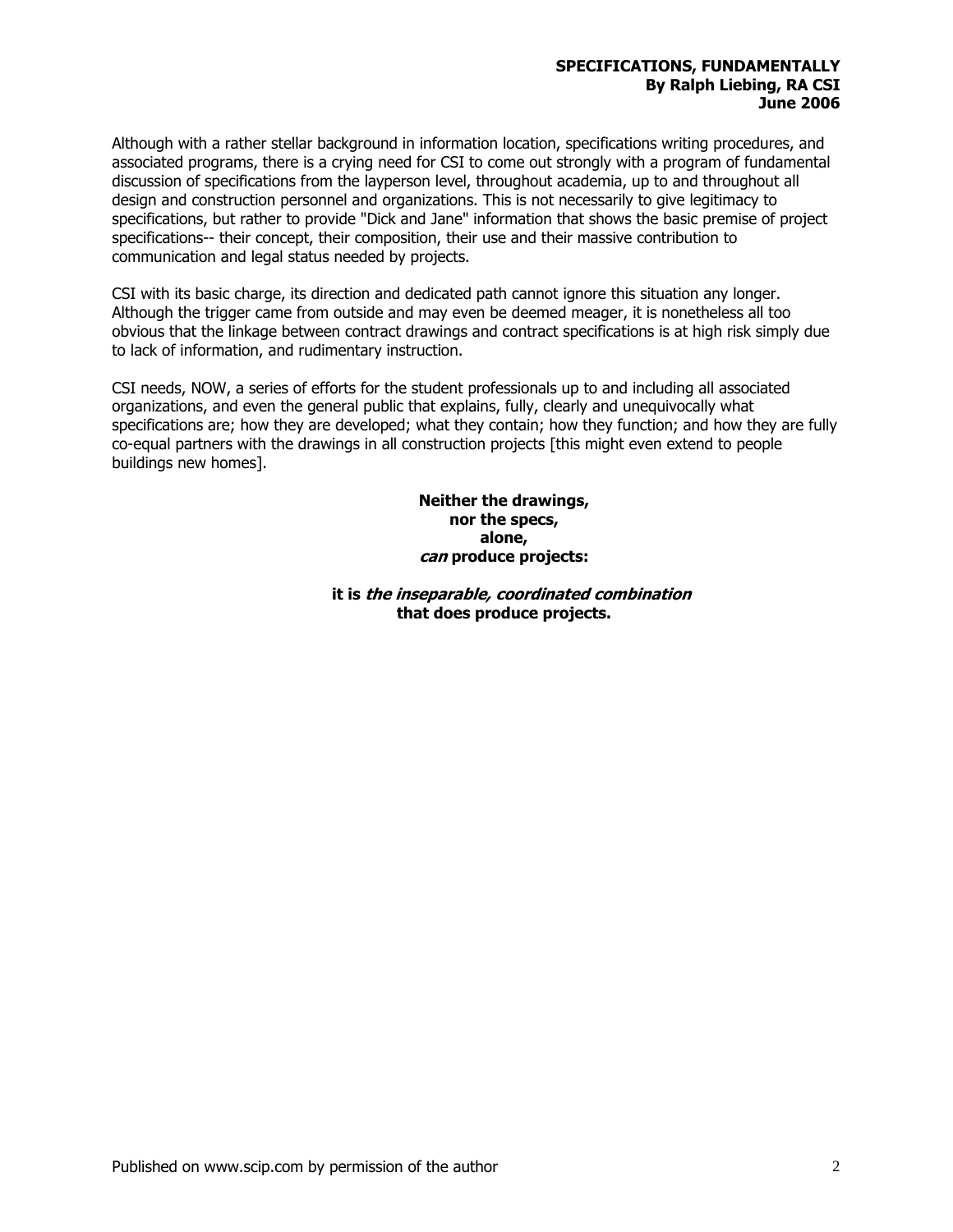Although with a rather stellar background in information location, specifications writing procedures, and associated programs, there is a crying need for CSI to come out strongly with a program of fundamental discussion of specifications from the layperson level, throughout academia, up to and throughout all design and construction personnel and organizations. This is not necessarily to give legitimacy to specifications, but rather to provide "Dick and Jane" information that shows the basic premise of project specifications-- their concept, their composition, their use and their massive contribution to communication and legal status needed by projects.

CSI with its basic charge, its direction and dedicated path cannot ignore this situation any longer. Although the trigger came from outside and may even be deemed meager, it is nonetheless all too obvious that the linkage between contract drawings and contract specifications is at high risk simply due to lack of information, and rudimentary instruction.

CSI needs, NOW, a series of efforts for the student professionals up to and including all associated organizations, and even the general public that explains, fully, clearly and unequivocally what specifications are; how they are developed; what they contain; how they function; and how they are fully co-equal partners with the drawings in all construction projects [this might even extend to people buildings new homes].

**Neither the drawings,**
**nor the specs,**
**alone,**
***can* produce projects:**

**it is *the inseparable, coordinated combination***
**that does produce projects.**